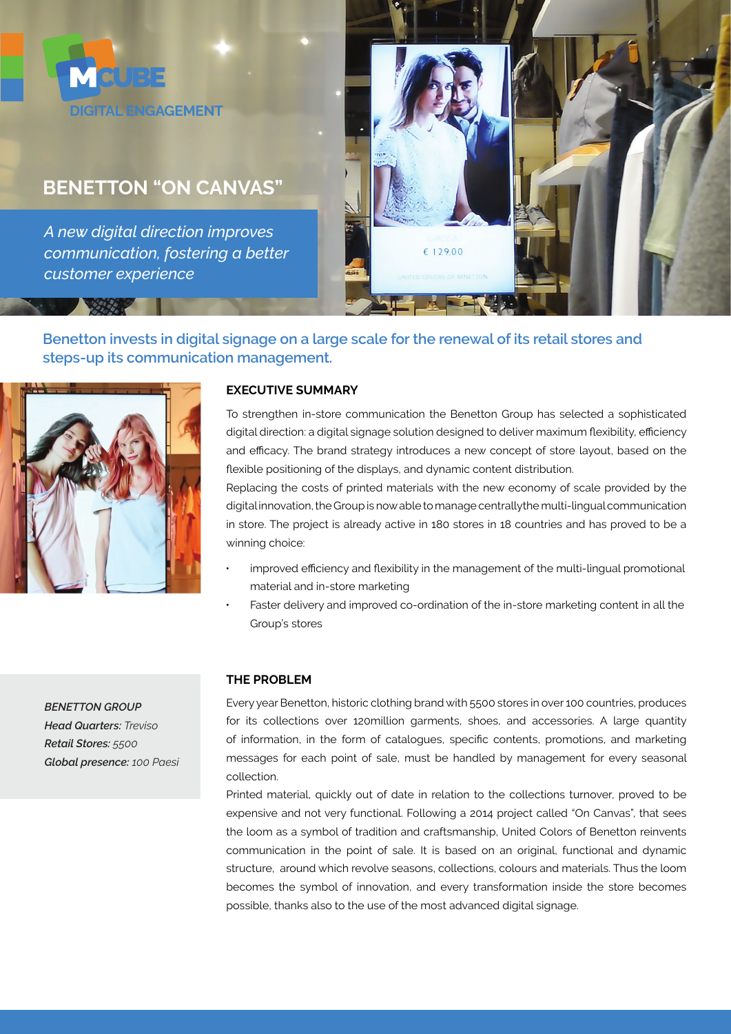MCUBE
DIGITAL ENGAGEMENT

# BENETTON "ON CANVAS"

*A new digital direction improves communication, fostering a better customer experience*

## Benetton invests in digital signage on a large scale for the renewal of its retail stores and steps-up its communication management.

### EXECUTIVE SUMMARY

To strengthen in-store communication the Benetton Group has selected a sophisticated digital direction: a digital signage solution designed to deliver maximum flexibility, efficiency and efficacy. The brand strategy introduces a new concept of store layout, based on the flexible positioning of the displays, and dynamic content distribution.

Replacing the costs of printed materials with the new economy of scale provided by the digital innovation, the Group is now able to manage centrally the multi-lingual communication in store. The project is already active in 180 stores in 18 countries and has proved to be a winning choice:

- improved efficiency and flexibility in the management of the multi-lingual promotional material and in-store marketing
- Faster delivery and improved co-ordination of the in-store marketing content in all the Group's stores

***BENETTON GROUP***
***Head Quarters:*** *Treviso*
***Retail Stores:*** *5500*
***Global presence:*** *100 Paesi*

### THE PROBLEM

Every year Benetton, historic clothing brand with 5500 stores in over 100 countries, produces for its collections over 120million garments, shoes, and accessories. A large quantity of information, in the form of catalogues, specific contents, promotions, and marketing messages for each point of sale, must be handled by management for every seasonal collection.

Printed material, quickly out of date in relation to the collections turnover, proved to be expensive and not very functional. Following a 2014 project called "On Canvas", that sees the loom as a symbol of tradition and craftsmanship, United Colors of Benetton reinvents communication in the point of sale. It is based on an original, functional and dynamic structure, around which revolve seasons, collections, colours and materials. Thus the loom becomes the symbol of innovation, and every transformation inside the store becomes possible, thanks also to the use of the most advanced digital signage.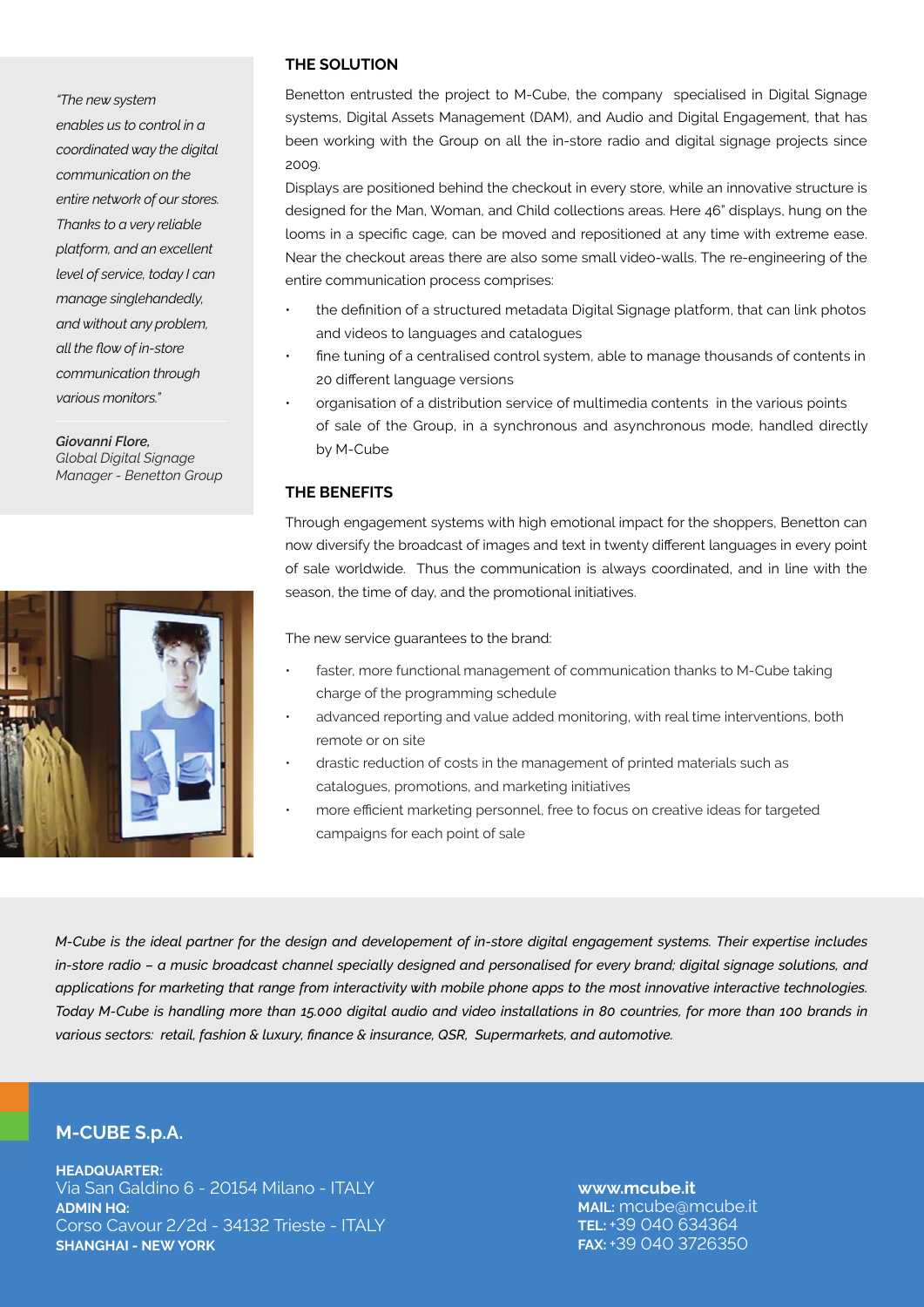> *"The new system enables us to control in a coordinated way the digital communication on the entire network of our stores. Thanks to a very reliable platform, and an excellent level of service, today I can manage singlehandedly, and without any problem, all the flow of in-store communication through various monitors."*
>
> ***Giovanni Flore,***
> *Global Digital Signage Manager - Benetton Group*

## THE SOLUTION

Benetton entrusted the project to M-Cube, the company specialised in Digital Signage systems, Digital Assets Management (DAM), and Audio and Digital Engagement, that has been working with the Group on all the in-store radio and digital signage projects since 2009.

Displays are positioned behind the checkout in every store, while an innovative structure is designed for the Man, Woman, and Child collections areas. Here 46" displays, hung on the looms in a specific cage, can be moved and repositioned at any time with extreme ease. Near the checkout areas there are also some small video-walls. The re-engineering of the entire communication process comprises:

- the definition of a structured metadata Digital Signage platform, that can link photos and videos to languages and catalogues
- fine tuning of a centralised control system, able to manage thousands of contents in 20 different language versions
- organisation of a distribution service of multimedia contents in the various points of sale of the Group, in a synchronous and asynchronous mode, handled directly by M-Cube

## THE BENEFITS

Through engagement systems with high emotional impact for the shoppers, Benetton can now diversify the broadcast of images and text in twenty different languages in every point of sale worldwide. Thus the communication is always coordinated, and in line with the season, the time of day, and the promotional initiatives.

The new service guarantees to the brand:

- faster, more functional management of communication thanks to M-Cube taking charge of the programming schedule
- advanced reporting and value added monitoring, with real time interventions, both remote or on site
- drastic reduction of costs in the management of printed materials such as catalogues, promotions, and marketing initiatives
- more efficient marketing personnel, free to focus on creative ideas for targeted campaigns for each point of sale

*M-Cube is the ideal partner for the design and developement of in-store digital engagement systems. Their expertise includes in-store radio – a music broadcast channel specially designed and personalised for every brand; digital signage solutions, and applications for marketing that range from interactivity with mobile phone apps to the most innovative interactive technologies. Today M-Cube is handling more than 15.000 digital audio and video installations in 80 countries, for more than 100 brands in various sectors: retail, fashion & luxury, finance & insurance, QSR, Supermarkets, and automotive.*

## M-CUBE S.p.A.

**HEADQUARTER:**
Via San Galdino 6 - 20154 Milano - ITALY
**ADMIN HQ:**
Corso Cavour 2/2d - 34132 Trieste - ITALY
**SHANGHAI - NEW YORK**

**www.mcube.it**
**MAIL:** mcube@mcube.it
**TEL:** +39 040 634364
**FAX:** +39 040 3726350